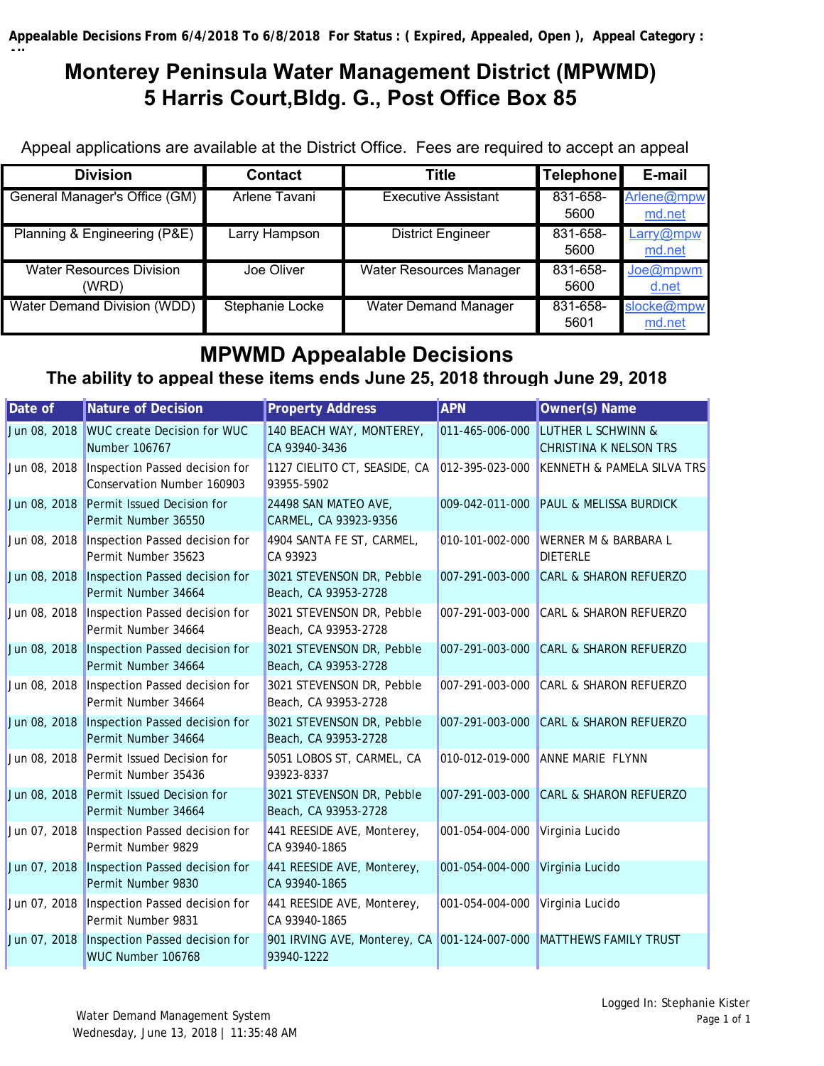**Appealable Decisions From 6/4/2018 To 6/8/2018 For Status : ( Expired, Appealed, Open ), Appeal Category : All**

# Monterey Peninsula Water Management District (MPWMD)
# 5 Harris Court,Bldg. G., Post Office Box 85

Appeal applications are available at the District Office. Fees are required to accept an appeal

| Division | Contact | Title | Telephone | E-mail |
|---|---|---|---|---|
| General Manager's Office (GM) | Arlene Tavani | Executive Assistant | 831-658-5600 | Arlene@mpwmd.net |
| Planning & Engineering (P&E) | Larry Hampson | District Engineer | 831-658-5600 | Larry@mpwmd.net |
| Water Resources Division (WRD) | Joe Oliver | Water Resources Manager | 831-658-5600 | Joe@mpwmd.net |
| Water Demand Division (WDD) | Stephanie Locke | Water Demand Manager | 831-658-5601 | slocke@mpwmd.net |

## MPWMD Appealable Decisions

### The ability to appeal these items ends June 25, 2018 through June 29, 2018

| Date of | Nature of Decision | Property Address | APN | Owner(s) Name |
|---|---|---|---|---|
| Jun 08, 2018 | WUC create Decision for WUC Number 106767 | 140 BEACH WAY, MONTEREY, CA 93940-3436 | 011-465-006-000 | LUTHER L SCHWINN & CHRISTINA K NELSON TRS |
| Jun 08, 2018 | Inspection Passed decision for Conservation Number 160903 | 1127 CIELITO CT, SEASIDE, CA 93955-5902 | 012-395-023-000 | KENNETH & PAMELA SILVA TRS |
| Jun 08, 2018 | Permit Issued Decision for Permit Number 36550 | 24498 SAN MATEO AVE, CARMEL, CA 93923-9356 | 009-042-011-000 | PAUL & MELISSA BURDICK |
| Jun 08, 2018 | Inspection Passed decision for Permit Number 35623 | 4904 SANTA FE ST, CARMEL, CA 93923 | 010-101-002-000 | WERNER M & BARBARA L DIETERLE |
| Jun 08, 2018 | Inspection Passed decision for Permit Number 34664 | 3021 STEVENSON DR, Pebble Beach, CA 93953-2728 | 007-291-003-000 | CARL & SHARON REFUERZO |
| Jun 08, 2018 | Inspection Passed decision for Permit Number 34664 | 3021 STEVENSON DR, Pebble Beach, CA 93953-2728 | 007-291-003-000 | CARL & SHARON REFUERZO |
| Jun 08, 2018 | Inspection Passed decision for Permit Number 34664 | 3021 STEVENSON DR, Pebble Beach, CA 93953-2728 | 007-291-003-000 | CARL & SHARON REFUERZO |
| Jun 08, 2018 | Inspection Passed decision for Permit Number 34664 | 3021 STEVENSON DR, Pebble Beach, CA 93953-2728 | 007-291-003-000 | CARL & SHARON REFUERZO |
| Jun 08, 2018 | Inspection Passed decision for Permit Number 34664 | 3021 STEVENSON DR, Pebble Beach, CA 93953-2728 | 007-291-003-000 | CARL & SHARON REFUERZO |
| Jun 08, 2018 | Permit Issued Decision for Permit Number 35436 | 5051 LOBOS ST, CARMEL, CA 93923-8337 | 010-012-019-000 | ANNE MARIE FLYNN |
| Jun 08, 2018 | Permit Issued Decision for Permit Number 34664 | 3021 STEVENSON DR, Pebble Beach, CA 93953-2728 | 007-291-003-000 | CARL & SHARON REFUERZO |
| Jun 07, 2018 | Inspection Passed decision for Permit Number 9829 | 441 REESIDE AVE, Monterey, CA 93940-1865 | 001-054-004-000 | Virginia Lucido |
| Jun 07, 2018 | Inspection Passed decision for Permit Number 9830 | 441 REESIDE AVE, Monterey, CA 93940-1865 | 001-054-004-000 | Virginia Lucido |
| Jun 07, 2018 | Inspection Passed decision for Permit Number 9831 | 441 REESIDE AVE, Monterey, CA 93940-1865 | 001-054-004-000 | Virginia Lucido |
| Jun 07, 2018 | Inspection Passed decision for WUC Number 106768 | 901 IRVING AVE, Monterey, CA 93940-1222 | 001-124-007-000 | MATTHEWS FAMILY TRUST |

Water Demand Management System
Wednesday, June 13, 2018 | 11:35:48 AM

Logged In: Stephanie Kister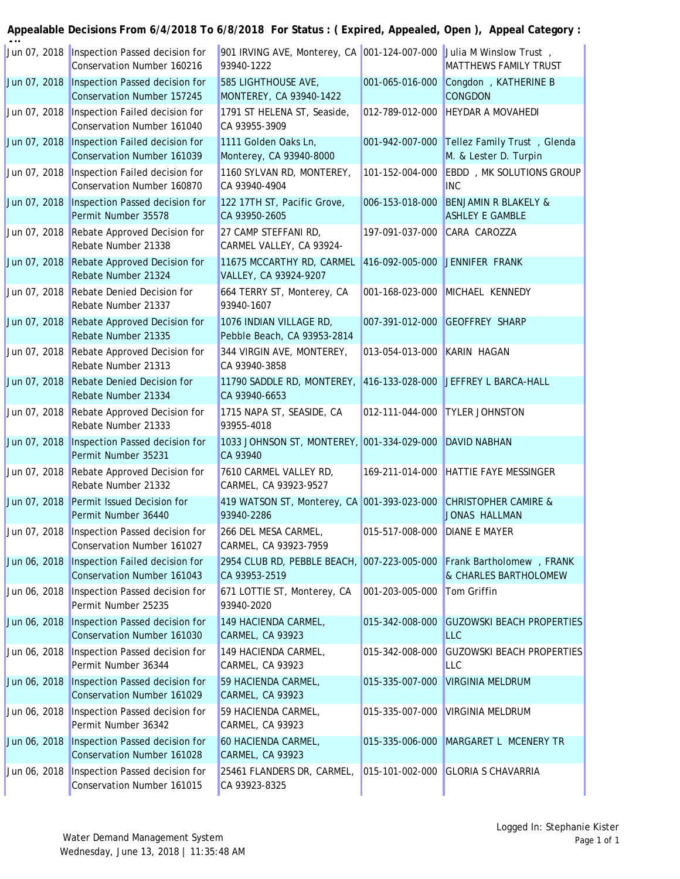**Appealable Decisions From 6/4/2018 To 6/8/2018 For Status : ( Expired, Appealed, Open ), Appeal Category : All**

| | | | | |
|---|---|---|---|---|
| Jun 07, 2018 | Inspection Passed decision for Conservation Number 160216 | 901 IRVING AVE, Monterey, CA 93940-1222 | 001-124-007-000 | Julia M Winslow Trust , MATTHEWS FAMILY TRUST |
| Jun 07, 2018 | Inspection Passed decision for Conservation Number 157245 | 585 LIGHTHOUSE AVE, MONTEREY, CA 93940-1422 | 001-065-016-000 | Congdon , KATHERINE B CONGDON |
| Jun 07, 2018 | Inspection Failed decision for Conservation Number 161040 | 1791 ST HELENA ST, Seaside, CA 93955-3909 | 012-789-012-000 | HEYDAR A MOVAHEDI |
| Jun 07, 2018 | Inspection Failed decision for Conservation Number 161039 | 1111 Golden Oaks Ln, Monterey, CA 93940-8000 | 001-942-007-000 | Tellez Family Trust , Glenda M. & Lester D. Turpin |
| Jun 07, 2018 | Inspection Failed decision for Conservation Number 160870 | 1160 SYLVAN RD, MONTEREY, CA 93940-4904 | 101-152-004-000 | EBDD , MK SOLUTIONS GROUP INC |
| Jun 07, 2018 | Inspection Passed decision for Permit Number 35578 | 122 17TH ST, Pacific Grove, CA 93950-2605 | 006-153-018-000 | BENJAMIN R BLAKELY & ASHLEY E GAMBLE |
| Jun 07, 2018 | Rebate Approved Decision for Rebate Number 21338 | 27 CAMP STEFFANI RD, CARMEL VALLEY, CA 93924- | 197-091-037-000 | CARA CAROZZA |
| Jun 07, 2018 | Rebate Approved Decision for Rebate Number 21324 | 11675 MCCARTHY RD, CARMEL VALLEY, CA 93924-9207 | 416-092-005-000 | JENNIFER FRANK |
| Jun 07, 2018 | Rebate Denied Decision for Rebate Number 21337 | 664 TERRY ST, Monterey, CA 93940-1607 | 001-168-023-000 | MICHAEL KENNEDY |
| Jun 07, 2018 | Rebate Approved Decision for Rebate Number 21335 | 1076 INDIAN VILLAGE RD, Pebble Beach, CA 93953-2814 | 007-391-012-000 | GEOFFREY SHARP |
| Jun 07, 2018 | Rebate Approved Decision for Rebate Number 21313 | 344 VIRGIN AVE, MONTEREY, CA 93940-3858 | 013-054-013-000 | KARIN HAGAN |
| Jun 07, 2018 | Rebate Denied Decision for Rebate Number 21334 | 11790 SADDLE RD, MONTEREY, CA 93940-6653 | 416-133-028-000 | JEFFREY L BARCA-HALL |
| Jun 07, 2018 | Rebate Approved Decision for Rebate Number 21333 | 1715 NAPA ST, SEASIDE, CA 93955-4018 | 012-111-044-000 | TYLER JOHNSTON |
| Jun 07, 2018 | Inspection Passed decision for Permit Number 35231 | 1033 JOHNSON ST, MONTEREY, CA 93940 | 001-334-029-000 | DAVID NABHAN |
| Jun 07, 2018 | Rebate Approved Decision for Rebate Number 21332 | 7610 CARMEL VALLEY RD, CARMEL, CA 93923-9527 | 169-211-014-000 | HATTIE FAYE MESSINGER |
| Jun 07, 2018 | Permit Issued Decision for Permit Number 36440 | 419 WATSON ST, Monterey, CA 93940-2286 | 001-393-023-000 | CHRISTOPHER CAMIRE & JONAS HALLMAN |
| Jun 07, 2018 | Inspection Passed decision for Conservation Number 161027 | 266 DEL MESA CARMEL, CARMEL, CA 93923-7959 | 015-517-008-000 | DIANE E MAYER |
| Jun 06, 2018 | Inspection Failed decision for Conservation Number 161043 | 2954 CLUB RD, PEBBLE BEACH, CA 93953-2519 | 007-223-005-000 | Frank Bartholomew , FRANK & CHARLES BARTHOLOMEW |
| Jun 06, 2018 | Inspection Passed decision for Permit Number 25235 | 671 LOTTIE ST, Monterey, CA 93940-2020 | 001-203-005-000 | Tom Griffin |
| Jun 06, 2018 | Inspection Passed decision for Conservation Number 161030 | 149 HACIENDA CARMEL, CARMEL, CA 93923 | 015-342-008-000 | GUZOWSKI BEACH PROPERTIES LLC |
| Jun 06, 2018 | Inspection Passed decision for Permit Number 36344 | 149 HACIENDA CARMEL, CARMEL, CA 93923 | 015-342-008-000 | GUZOWSKI BEACH PROPERTIES LLC |
| Jun 06, 2018 | Inspection Passed decision for Conservation Number 161029 | 59 HACIENDA CARMEL, CARMEL, CA 93923 | 015-335-007-000 | VIRGINIA MELDRUM |
| Jun 06, 2018 | Inspection Passed decision for Permit Number 36342 | 59 HACIENDA CARMEL, CARMEL, CA 93923 | 015-335-007-000 | VIRGINIA MELDRUM |
| Jun 06, 2018 | Inspection Passed decision for Conservation Number 161028 | 60 HACIENDA CARMEL, CARMEL, CA 93923 | 015-335-006-000 | MARGARET L MCENERY TR |
| Jun 06, 2018 | Inspection Passed decision for Conservation Number 161015 | 25461 FLANDERS DR, CARMEL, CA 93923-8325 | 015-101-002-000 | GLORIA S CHAVARRIA |

Water Demand Management System
Wednesday, June 13, 2018 | 11:35:48 AM

Logged In: Stephanie Kister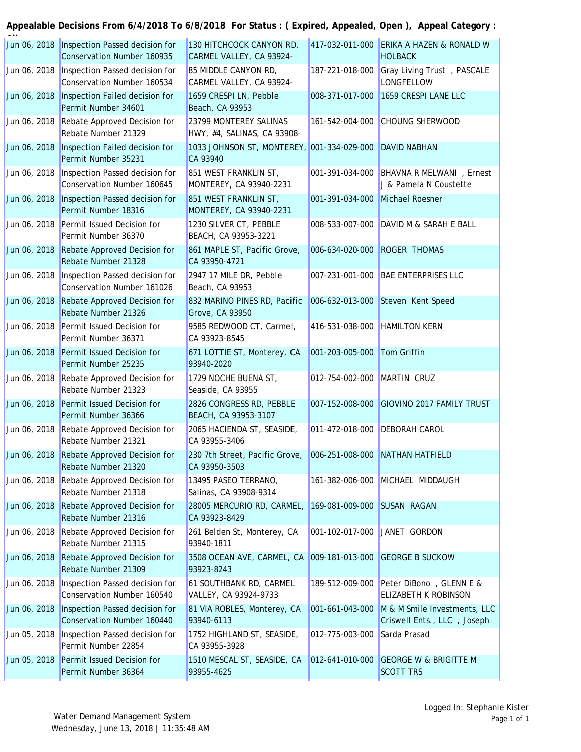**Appealable Decisions From 6/4/2018 To 6/8/2018 For Status : ( Expired, Appealed, Open ), Appeal Category : All**

| | | | | |
|---|---|---|---|---|
| Jun 06, 2018 | Inspection Passed decision for Conservation Number 160935 | 130 HITCHCOCK CANYON RD, CARMEL VALLEY, CA 93924- | 417-032-011-000 | ERIKA A HAZEN & RONALD W HOLBACK |
| Jun 06, 2018 | Inspection Passed decision for Conservation Number 160534 | 85 MIDDLE CANYON RD, CARMEL VALLEY, CA 93924- | 187-221-018-000 | Gray Living Trust , PASCALE LONGFELLOW |
| Jun 06, 2018 | Inspection Failed decision for Permit Number 34601 | 1659 CRESPI LN, Pebble Beach, CA 93953 | 008-371-017-000 | 1659 CRESPI LANE LLC |
| Jun 06, 2018 | Rebate Approved Decision for Rebate Number 21329 | 23799 MONTEREY SALINAS HWY, #4, SALINAS, CA 93908- | 161-542-004-000 | CHOUNG SHERWOOD |
| Jun 06, 2018 | Inspection Failed decision for Permit Number 35231 | 1033 JOHNSON ST, MONTEREY, CA 93940 | 001-334-029-000 | DAVID NABHAN |
| Jun 06, 2018 | Inspection Passed decision for Conservation Number 160645 | 851 WEST FRANKLIN ST, MONTEREY, CA 93940-2231 | 001-391-034-000 | BHAVNA R MELWANI , Ernest J & Pamela N Coustette |
| Jun 06, 2018 | Inspection Passed decision for Permit Number 18316 | 851 WEST FRANKLIN ST, MONTEREY, CA 93940-2231 | 001-391-034-000 | Michael Roesner |
| Jun 06, 2018 | Permit Issued Decision for Permit Number 36370 | 1230 SILVER CT, PEBBLE BEACH, CA 93953-3221 | 008-533-007-000 | DAVID M & SARAH E BALL |
| Jun 06, 2018 | Rebate Approved Decision for Rebate Number 21328 | 861 MAPLE ST, Pacific Grove, CA 93950-4721 | 006-634-020-000 | ROGER THOMAS |
| Jun 06, 2018 | Inspection Passed decision for Conservation Number 161026 | 2947 17 MILE DR, Pebble Beach, CA 93953 | 007-231-001-000 | BAE ENTERPRISES LLC |
| Jun 06, 2018 | Rebate Approved Decision for Rebate Number 21326 | 832 MARINO PINES RD, Pacific Grove, CA 93950 | 006-632-013-000 | Steven Kent Speed |
| Jun 06, 2018 | Permit Issued Decision for Permit Number 36371 | 9585 REDWOOD CT, Carmel, CA 93923-8545 | 416-531-038-000 | HAMILTON KERN |
| Jun 06, 2018 | Permit Issued Decision for Permit Number 25235 | 671 LOTTIE ST, Monterey, CA 93940-2020 | 001-203-005-000 | Tom Griffin |
| Jun 06, 2018 | Rebate Approved Decision for Rebate Number 21323 | 1729 NOCHE BUENA ST, Seaside, CA 93955 | 012-754-002-000 | MARTIN CRUZ |
| Jun 06, 2018 | Permit Issued Decision for Permit Number 36366 | 2826 CONGRESS RD, PEBBLE BEACH, CA 93953-3107 | 007-152-008-000 | GIOVINO 2017 FAMILY TRUST |
| Jun 06, 2018 | Rebate Approved Decision for Rebate Number 21321 | 2065 HACIENDA ST, SEASIDE, CA 93955-3406 | 011-472-018-000 | DEBORAH CAROL |
| Jun 06, 2018 | Rebate Approved Decision for Rebate Number 21320 | 230 7th Street, Pacific Grove, CA 93950-3503 | 006-251-008-000 | NATHAN HATFIELD |
| Jun 06, 2018 | Rebate Approved Decision for Rebate Number 21318 | 13495 PASEO TERRANO, Salinas, CA 93908-9314 | 161-382-006-000 | MICHAEL MIDDAUGH |
| Jun 06, 2018 | Rebate Approved Decision for Rebate Number 21316 | 28005 MERCURIO RD, CARMEL, CA 93923-8429 | 169-081-009-000 | SUSAN RAGAN |
| Jun 06, 2018 | Rebate Approved Decision for Rebate Number 21315 | 261 Belden St, Monterey, CA 93940-1811 | 001-102-017-000 | JANET GORDON |
| Jun 06, 2018 | Rebate Approved Decision for Rebate Number 21309 | 3508 OCEAN AVE, CARMEL, CA 93923-8243 | 009-181-013-000 | GEORGE B SUCKOW |
| Jun 06, 2018 | Inspection Passed decision for Conservation Number 160540 | 61 SOUTHBANK RD, CARMEL VALLEY, CA 93924-9733 | 189-512-009-000 | Peter DiBono , GLENN E & ELIZABETH K ROBINSON |
| Jun 06, 2018 | Inspection Passed decision for Conservation Number 160440 | 81 VIA ROBLES, Monterey, CA 93940-6113 | 001-661-043-000 | M & M Smile Investments, LLC Criswell Ents., LLC , Joseph |
| Jun 05, 2018 | Inspection Passed decision for Permit Number 22854 | 1752 HIGHLAND ST, SEASIDE, CA 93955-3928 | 012-775-003-000 | Sarda Prasad |
| Jun 05, 2018 | Permit Issued Decision for Permit Number 36364 | 1510 MESCAL ST, SEASIDE, CA 93955-4625 | 012-641-010-000 | GEORGE W & BRIGITTE M SCOTT TRS |

Water Demand Management System
Wednesday, June 13, 2018 | 11:35:48 AM

Logged In: Stephanie Kister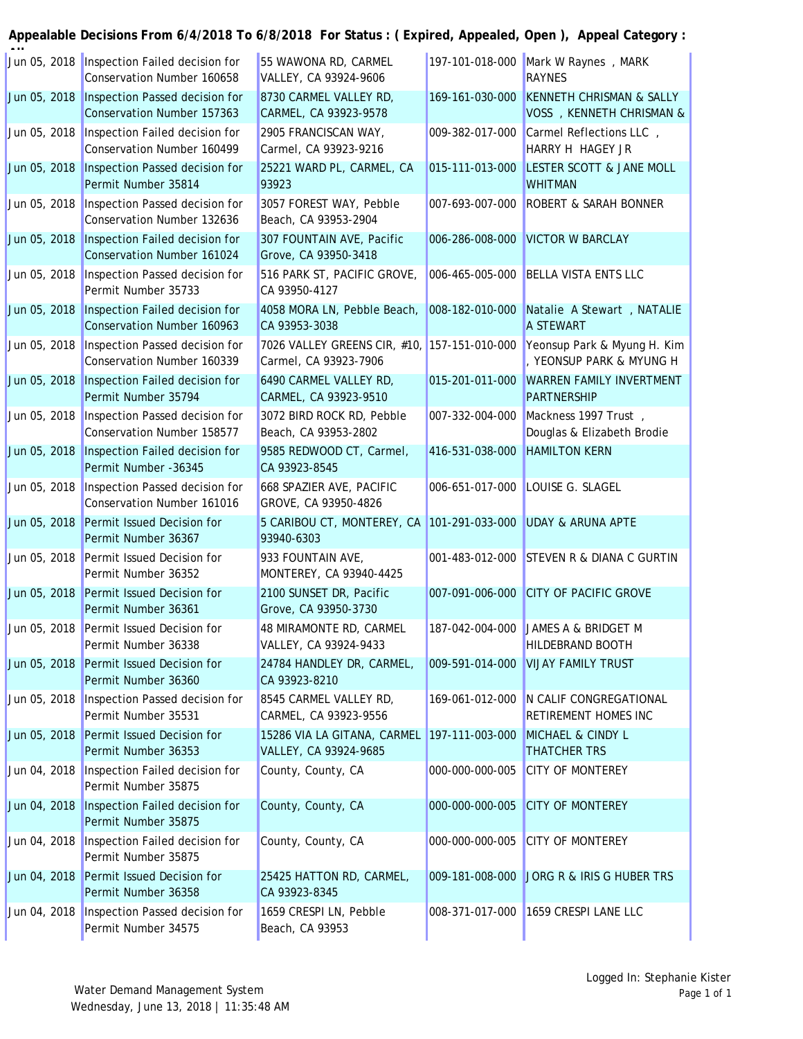**Appealable Decisions From 6/4/2018 To 6/8/2018 For Status : ( Expired, Appealed, Open ), Appeal Category : All**

| | | | | |
|---|---|---|---|---|
| Jun 05, 2018 | Inspection Failed decision for Conservation Number 160658 | 55 WAWONA RD, CARMEL VALLEY, CA 93924-9606 | 197-101-018-000 | Mark W Raynes , MARK RAYNES |
| Jun 05, 2018 | Inspection Passed decision for Conservation Number 157363 | 8730 CARMEL VALLEY RD, CARMEL, CA 93923-9578 | 169-161-030-000 | KENNETH CHRISMAN & SALLY VOSS , KENNETH CHRISMAN & |
| Jun 05, 2018 | Inspection Failed decision for Conservation Number 160499 | 2905 FRANCISCAN WAY, Carmel, CA 93923-9216 | 009-382-017-000 | Carmel Reflections LLC , HARRY H HAGEY JR |
| Jun 05, 2018 | Inspection Passed decision for Permit Number 35814 | 25221 WARD PL, CARMEL, CA 93923 | 015-111-013-000 | LESTER SCOTT & JANE MOLL WHITMAN |
| Jun 05, 2018 | Inspection Passed decision for Conservation Number 132636 | 3057 FOREST WAY, Pebble Beach, CA 93953-2904 | 007-693-007-000 | ROBERT & SARAH BONNER |
| Jun 05, 2018 | Inspection Failed decision for Conservation Number 161024 | 307 FOUNTAIN AVE, Pacific Grove, CA 93950-3418 | 006-286-008-000 | VICTOR W BARCLAY |
| Jun 05, 2018 | Inspection Passed decision for Permit Number 35733 | 516 PARK ST, PACIFIC GROVE, CA 93950-4127 | 006-465-005-000 | BELLA VISTA ENTS LLC |
| Jun 05, 2018 | Inspection Failed decision for Conservation Number 160963 | 4058 MORA LN, Pebble Beach, CA 93953-3038 | 008-182-010-000 | Natalie A Stewart , NATALIE A STEWART |
| Jun 05, 2018 | Inspection Passed decision for Conservation Number 160339 | 7026 VALLEY GREENS CIR, #10, Carmel, CA 93923-7906 | 157-151-010-000 | Yeonsup Park & Myung H. Kim , YEONSUP PARK & MYUNG H |
| Jun 05, 2018 | Inspection Failed decision for Permit Number 35794 | 6490 CARMEL VALLEY RD, CARMEL, CA 93923-9510 | 015-201-011-000 | WARREN FAMILY INVERTMENT PARTNERSHIP |
| Jun 05, 2018 | Inspection Passed decision for Conservation Number 158577 | 3072 BIRD ROCK RD, Pebble Beach, CA 93953-2802 | 007-332-004-000 | Mackness 1997 Trust , Douglas & Elizabeth Brodie |
| Jun 05, 2018 | Inspection Failed decision for Permit Number -36345 | 9585 REDWOOD CT, Carmel, CA 93923-8545 | 416-531-038-000 | HAMILTON KERN |
| Jun 05, 2018 | Inspection Passed decision for Conservation Number 161016 | 668 SPAZIER AVE, PACIFIC GROVE, CA 93950-4826 | 006-651-017-000 | LOUISE G. SLAGEL |
| Jun 05, 2018 | Permit Issued Decision for Permit Number 36367 | 5 CARIBOU CT, MONTEREY, CA 93940-6303 | 101-291-033-000 | UDAY & ARUNA APTE |
| Jun 05, 2018 | Permit Issued Decision for Permit Number 36352 | 933 FOUNTAIN AVE, MONTEREY, CA 93940-4425 | 001-483-012-000 | STEVEN R & DIANA C GURTIN |
| Jun 05, 2018 | Permit Issued Decision for Permit Number 36361 | 2100 SUNSET DR, Pacific Grove, CA 93950-3730 | 007-091-006-000 | CITY OF PACIFIC GROVE |
| Jun 05, 2018 | Permit Issued Decision for Permit Number 36338 | 48 MIRAMONTE RD, CARMEL VALLEY, CA 93924-9433 | 187-042-004-000 | JAMES A & BRIDGET M HILDEBRAND BOOTH |
| Jun 05, 2018 | Permit Issued Decision for Permit Number 36360 | 24784 HANDLEY DR, CARMEL, CA 93923-8210 | 009-591-014-000 | VIJAY FAMILY TRUST |
| Jun 05, 2018 | Inspection Passed decision for Permit Number 35531 | 8545 CARMEL VALLEY RD, CARMEL, CA 93923-9556 | 169-061-012-000 | N CALIF CONGREGATIONAL RETIREMENT HOMES INC |
| Jun 05, 2018 | Permit Issued Decision for Permit Number 36353 | 15286 VIA LA GITANA, CARMEL VALLEY, CA 93924-9685 | 197-111-003-000 | MICHAEL & CINDY L THATCHER TRS |
| Jun 04, 2018 | Inspection Failed decision for Permit Number 35875 | County, County, CA | 000-000-000-005 | CITY OF MONTEREY |
| Jun 04, 2018 | Inspection Failed decision for Permit Number 35875 | County, County, CA | 000-000-000-005 | CITY OF MONTEREY |
| Jun 04, 2018 | Inspection Failed decision for Permit Number 35875 | County, County, CA | 000-000-000-005 | CITY OF MONTEREY |
| Jun 04, 2018 | Permit Issued Decision for Permit Number 36358 | 25425 HATTON RD, CARMEL, CA 93923-8345 | 009-181-008-000 | JORG R & IRIS G HUBER TRS |
| Jun 04, 2018 | Inspection Passed decision for Permit Number 34575 | 1659 CRESPI LN, Pebble Beach, CA 93953 | 008-371-017-000 | 1659 CRESPI LANE LLC |

Water Demand Management System
Wednesday, June 13, 2018 | 11:35:48 AM

Logged In: Stephanie Kister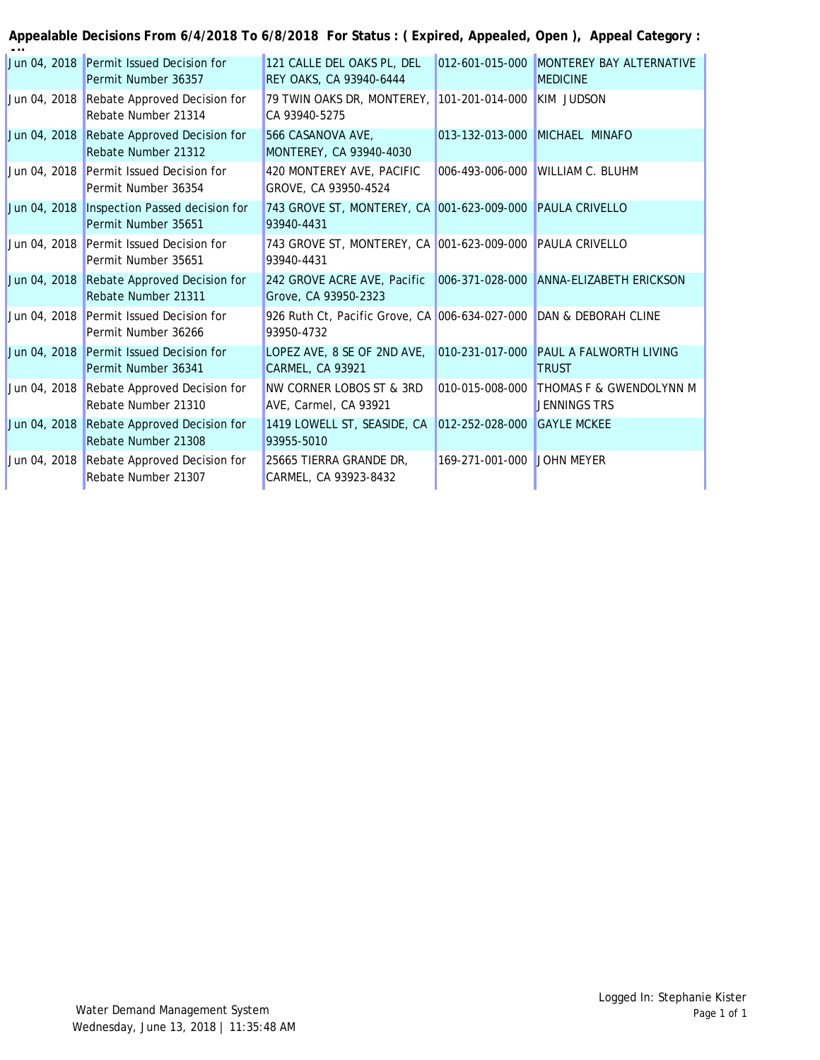**Appealable Decisions From 6/4/2018 To 6/8/2018 For Status : ( Expired, Appealed, Open ), Appeal Category : All**

| | | | | |
|---|---|---|---|---|
| Jun 04, 2018 | Permit Issued Decision for Permit Number 36357 | 121 CALLE DEL OAKS PL, DEL REY OAKS, CA 93940-6444 | 012-601-015-000 | MONTEREY BAY ALTERNATIVE MEDICINE |
| Jun 04, 2018 | Rebate Approved Decision for Rebate Number 21314 | 79 TWIN OAKS DR, MONTEREY, CA 93940-5275 | 101-201-014-000 | KIM JUDSON |
| Jun 04, 2018 | Rebate Approved Decision for Rebate Number 21312 | 566 CASANOVA AVE, MONTEREY, CA 93940-4030 | 013-132-013-000 | MICHAEL MINAFO |
| Jun 04, 2018 | Permit Issued Decision for Permit Number 36354 | 420 MONTEREY AVE, PACIFIC GROVE, CA 93950-4524 | 006-493-006-000 | WILLIAM C. BLUHM |
| Jun 04, 2018 | Inspection Passed decision for Permit Number 35651 | 743 GROVE ST, MONTEREY, CA 93940-4431 | 001-623-009-000 | PAULA CRIVELLO |
| Jun 04, 2018 | Permit Issued Decision for Permit Number 35651 | 743 GROVE ST, MONTEREY, CA 93940-4431 | 001-623-009-000 | PAULA CRIVELLO |
| Jun 04, 2018 | Rebate Approved Decision for Rebate Number 21311 | 242 GROVE ACRE AVE, Pacific Grove, CA 93950-2323 | 006-371-028-000 | ANNA-ELIZABETH ERICKSON |
| Jun 04, 2018 | Permit Issued Decision for Permit Number 36266 | 926 Ruth Ct, Pacific Grove, CA 93950-4732 | 006-634-027-000 | DAN & DEBORAH CLINE |
| Jun 04, 2018 | Permit Issued Decision for Permit Number 36341 | LOPEZ AVE, 8 SE OF 2ND AVE, CARMEL, CA 93921 | 010-231-017-000 | PAUL A FALWORTH LIVING TRUST |
| Jun 04, 2018 | Rebate Approved Decision for Rebate Number 21310 | NW CORNER LOBOS ST & 3RD AVE, Carmel, CA 93921 | 010-015-008-000 | THOMAS F & GWENDOLYNN M JENNINGS TRS |
| Jun 04, 2018 | Rebate Approved Decision for Rebate Number 21308 | 1419 LOWELL ST, SEASIDE, CA 93955-5010 | 012-252-028-000 | GAYLE MCKEE |
| Jun 04, 2018 | Rebate Approved Decision for Rebate Number 21307 | 25665 TIERRA GRANDE DR, CARMEL, CA 93923-8432 | 169-271-001-000 | JOHN MEYER |

Water Demand Management System
Wednesday, June 13, 2018 | 11:35:48 AM

Logged In: Stephanie Kister